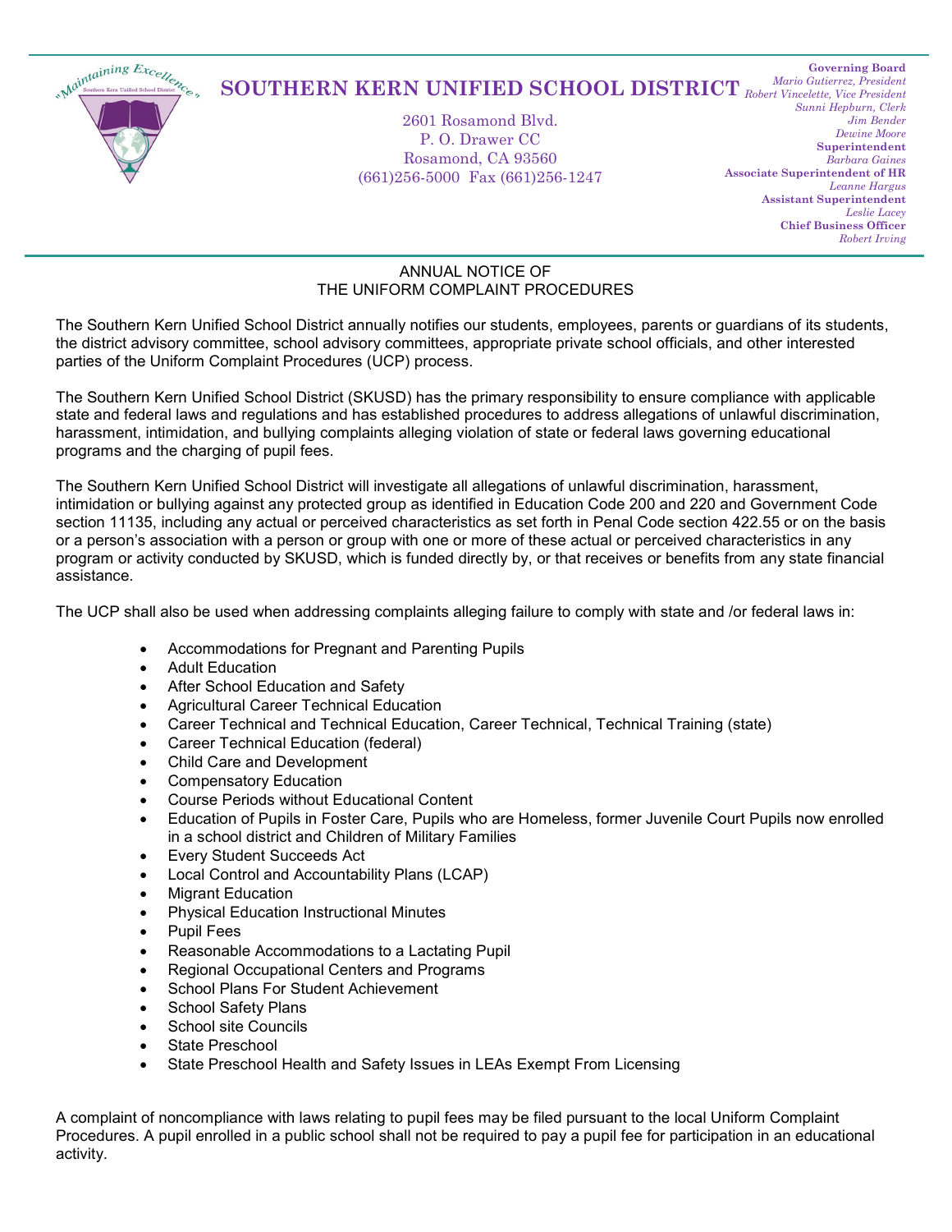# SOUTHERN KERN UNIFIED SCHOOL DISTRICT

2601 Rosamond Blvd.
P. O. Drawer CC
Rosamond, CA 93560
(661)256-5000 Fax (661)256-1247

**Governing Board**
*Mario Gutierrez, President*
*Robert Vincelette, Vice President*
*Sunni Hepburn, Clerk*
*Jim Bender*
*Dewine Moore*
**Superintendent**
*Barbara Gaines*
**Associate Superintendent of HR**
*Leanne Hargus*
**Assistant Superintendent**
*Leslie Lacey*
**Chief Business Officer**
*Robert Irving*

## ANNUAL NOTICE OF THE UNIFORM COMPLAINT PROCEDURES

The Southern Kern Unified School District annually notifies our students, employees, parents or guardians of its students, the district advisory committee, school advisory committees, appropriate private school officials, and other interested parties of the Uniform Complaint Procedures (UCP) process.

The Southern Kern Unified School District (SKUSD) has the primary responsibility to ensure compliance with applicable state and federal laws and regulations and has established procedures to address allegations of unlawful discrimination, harassment, intimidation, and bullying complaints alleging violation of state or federal laws governing educational programs and the charging of pupil fees.

The Southern Kern Unified School District will investigate all allegations of unlawful discrimination, harassment, intimidation or bullying against any protected group as identified in Education Code 200 and 220 and Government Code section 11135, including any actual or perceived characteristics as set forth in Penal Code section 422.55 or on the basis or a person's association with a person or group with one or more of these actual or perceived characteristics in any program or activity conducted by SKUSD, which is funded directly by, or that receives or benefits from any state financial assistance.

The UCP shall also be used when addressing complaints alleging failure to comply with state and /or federal laws in:

- Accommodations for Pregnant and Parenting Pupils
- Adult Education
- After School Education and Safety
- Agricultural Career Technical Education
- Career Technical and Technical Education, Career Technical, Technical Training (state)
- Career Technical Education (federal)
- Child Care and Development
- Compensatory Education
- Course Periods without Educational Content
- Education of Pupils in Foster Care, Pupils who are Homeless, former Juvenile Court Pupils now enrolled in a school district and Children of Military Families
- Every Student Succeeds Act
- Local Control and Accountability Plans (LCAP)
- Migrant Education
- Physical Education Instructional Minutes
- Pupil Fees
- Reasonable Accommodations to a Lactating Pupil
- Regional Occupational Centers and Programs
- School Plans For Student Achievement
- School Safety Plans
- School site Councils
- State Preschool
- State Preschool Health and Safety Issues in LEAs Exempt From Licensing

A complaint of noncompliance with laws relating to pupil fees may be filed pursuant to the local Uniform Complaint Procedures. A pupil enrolled in a public school shall not be required to pay a pupil fee for participation in an educational activity.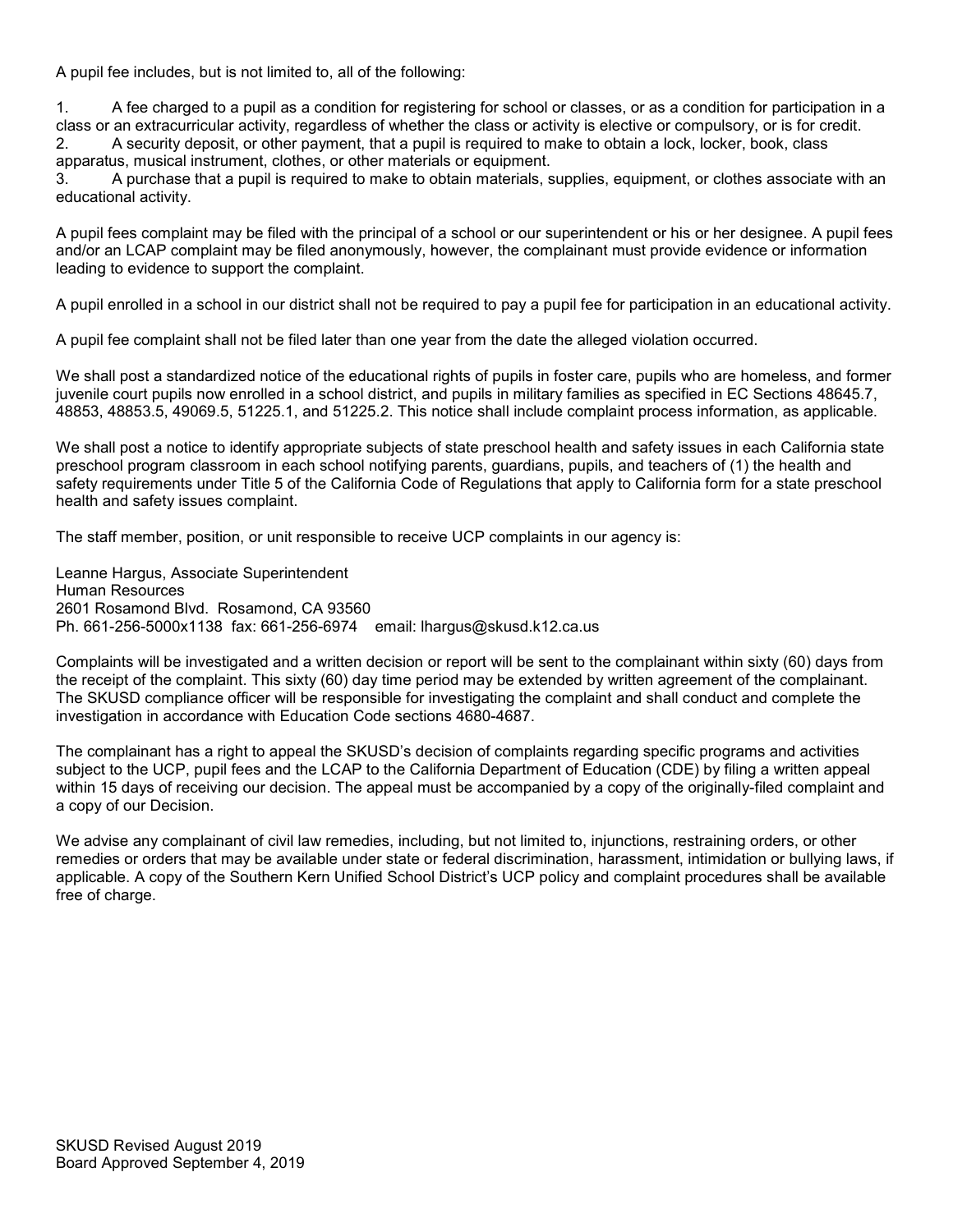A pupil fee includes, but is not limited to, all of the following:

1. A fee charged to a pupil as a condition for registering for school or classes, or as a condition for participation in a class or an extracurricular activity, regardless of whether the class or activity is elective or compulsory, or is for credit.
2. A security deposit, or other payment, that a pupil is required to make to obtain a lock, locker, book, class apparatus, musical instrument, clothes, or other materials or equipment.
3. A purchase that a pupil is required to make to obtain materials, supplies, equipment, or clothes associate with an educational activity.

A pupil fees complaint may be filed with the principal of a school or our superintendent or his or her designee. A pupil fees and/or an LCAP complaint may be filed anonymously, however, the complainant must provide evidence or information leading to evidence to support the complaint.

A pupil enrolled in a school in our district shall not be required to pay a pupil fee for participation in an educational activity.

A pupil fee complaint shall not be filed later than one year from the date the alleged violation occurred.

We shall post a standardized notice of the educational rights of pupils in foster care, pupils who are homeless, and former juvenile court pupils now enrolled in a school district, and pupils in military families as specified in EC Sections 48645.7, 48853, 48853.5, 49069.5, 51225.1, and 51225.2. This notice shall include complaint process information, as applicable.

We shall post a notice to identify appropriate subjects of state preschool health and safety issues in each California state preschool program classroom in each school notifying parents, guardians, pupils, and teachers of (1) the health and safety requirements under Title 5 of the California Code of Regulations that apply to California form for a state preschool health and safety issues complaint.

The staff member, position, or unit responsible to receive UCP complaints in our agency is:

Leanne Hargus, Associate Superintendent
Human Resources
2601 Rosamond Blvd. Rosamond, CA 93560
Ph. 661-256-5000x1138 fax: 661-256-6974 email: lhargus@skusd.k12.ca.us

Complaints will be investigated and a written decision or report will be sent to the complainant within sixty (60) days from the receipt of the complaint. This sixty (60) day time period may be extended by written agreement of the complainant. The SKUSD compliance officer will be responsible for investigating the complaint and shall conduct and complete the investigation in accordance with Education Code sections 4680-4687.

The complainant has a right to appeal the SKUSD's decision of complaints regarding specific programs and activities subject to the UCP, pupil fees and the LCAP to the California Department of Education (CDE) by filing a written appeal within 15 days of receiving our decision. The appeal must be accompanied by a copy of the originally-filed complaint and a copy of our Decision.

We advise any complainant of civil law remedies, including, but not limited to, injunctions, restraining orders, or other remedies or orders that may be available under state or federal discrimination, harassment, intimidation or bullying laws, if applicable. A copy of the Southern Kern Unified School District's UCP policy and complaint procedures shall be available free of charge.

SKUSD Revised August 2019
Board Approved September 4, 2019